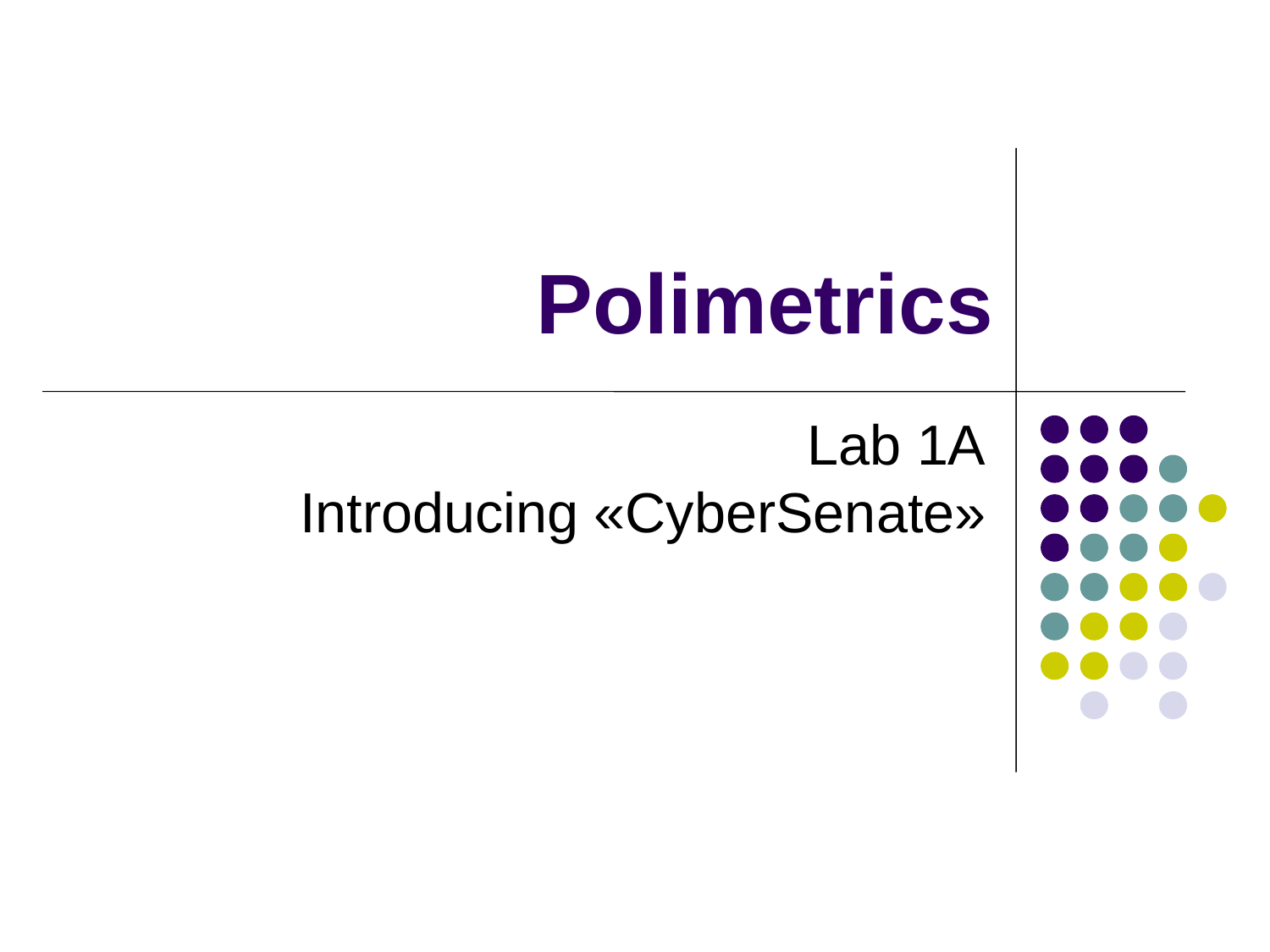# Polimetrics

Lab 1A

Introducing «CyberSenate»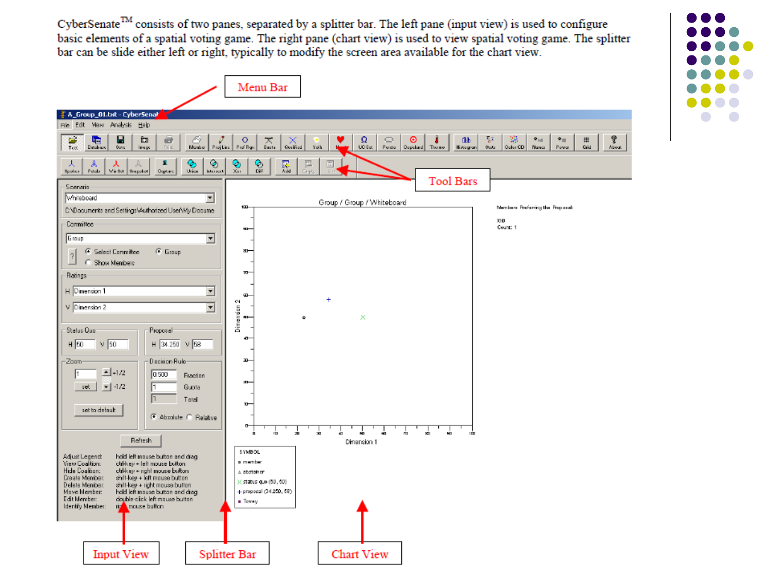CyberSenate[TM] consists of two panes, separated by a splitter bar. The left pane (input view) is used to configure basic elements of a spatial voting game. The right pane (chart view) is used to view spatial voting game. The splitter bar can be slide either left or right, typically to modify the screen area available for the chart view.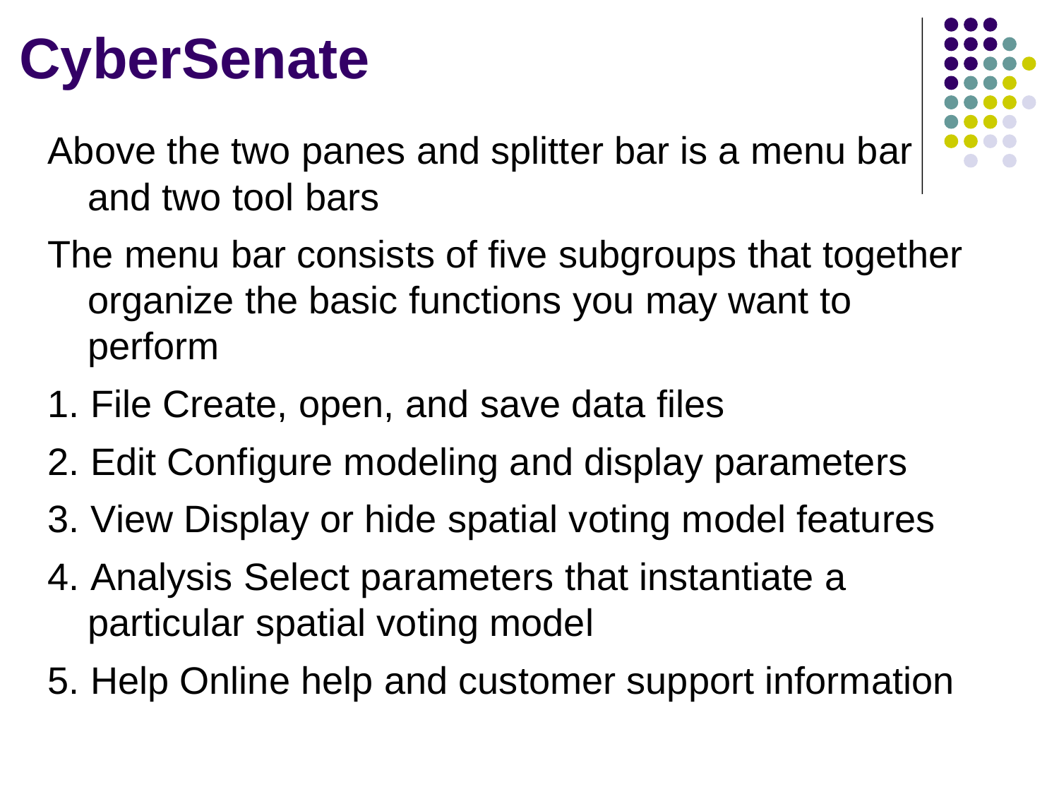# CyberSenate

Above the two panes and splitter bar is a menu bar and two tool bars

The menu bar consists of five subgroups that together organize the basic functions you may want to perform

1. File Create, open, and save data files
2. Edit Configure modeling and display parameters
3. View Display or hide spatial voting model features
4. Analysis Select parameters that instantiate a particular spatial voting model
5. Help Online help and customer support information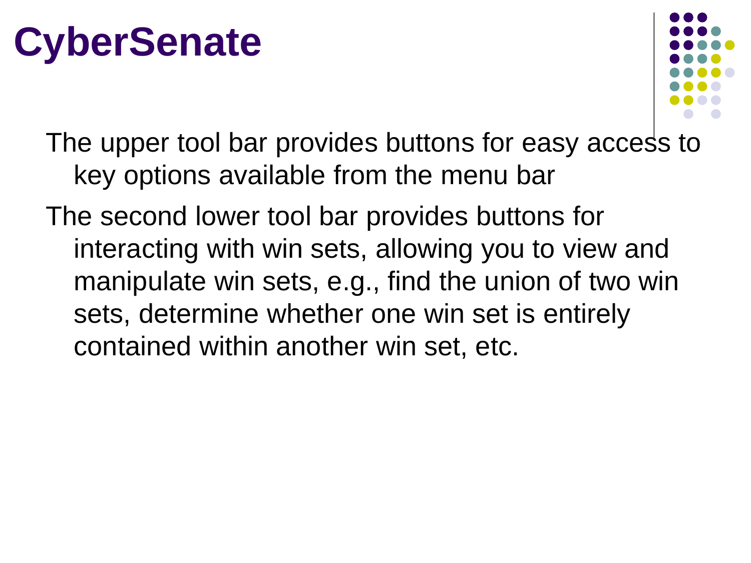# CyberSenate

The upper tool bar provides buttons for easy access to key options available from the menu bar

The second lower tool bar provides buttons for interacting with win sets, allowing you to view and manipulate win sets, e.g., find the union of two win sets, determine whether one win set is entirely contained within another win set, etc.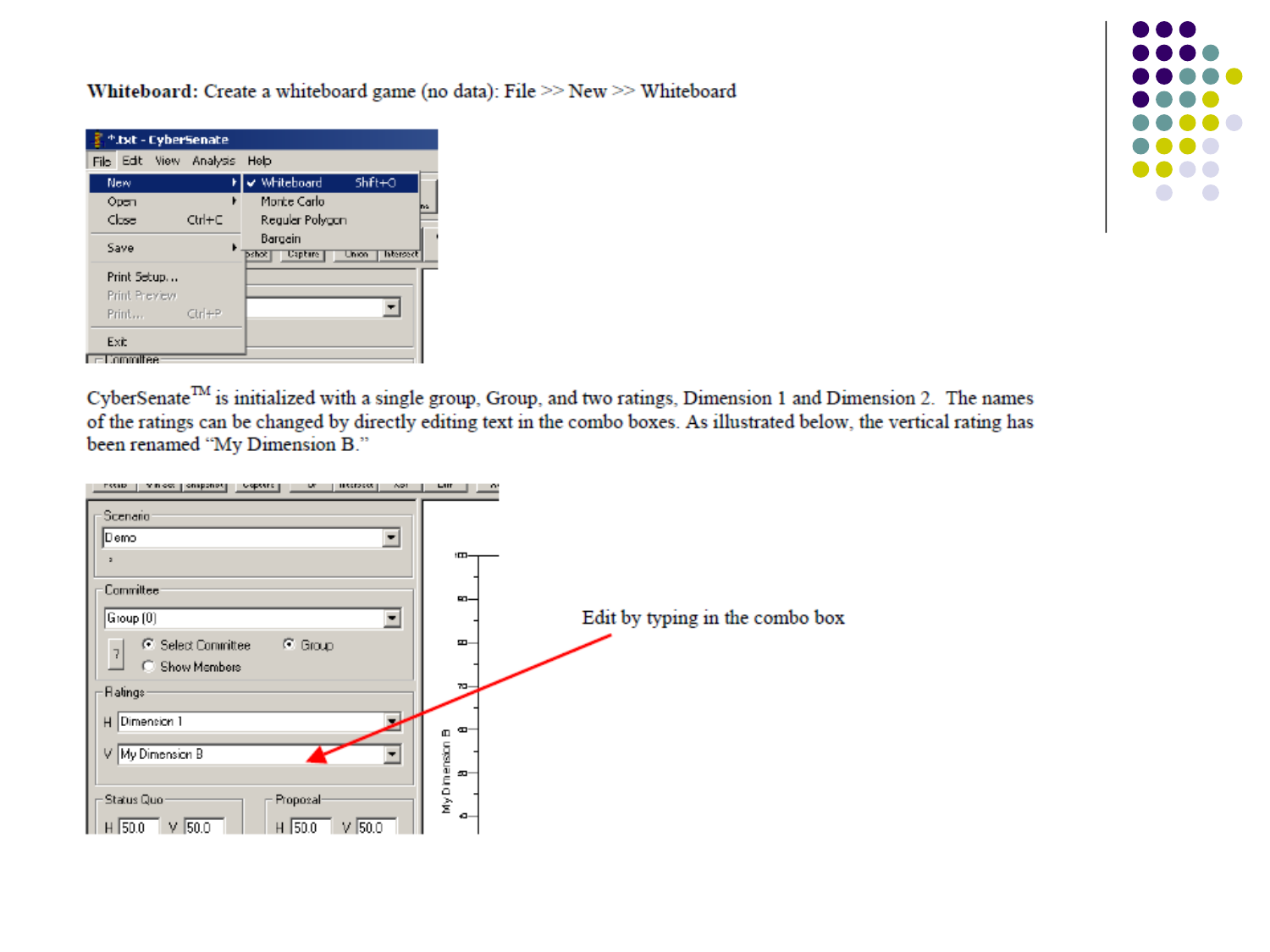**Whiteboard:** Create a whiteboard game (no data): File >> New >> Whiteboard

CyberSenate™ is initialized with a single group, Group, and two ratings, Dimension 1 and Dimension 2. The names of the ratings can be changed by directly editing text in the combo boxes. As illustrated below, the vertical rating has been renamed "My Dimension B."

Edit by typing in the combo box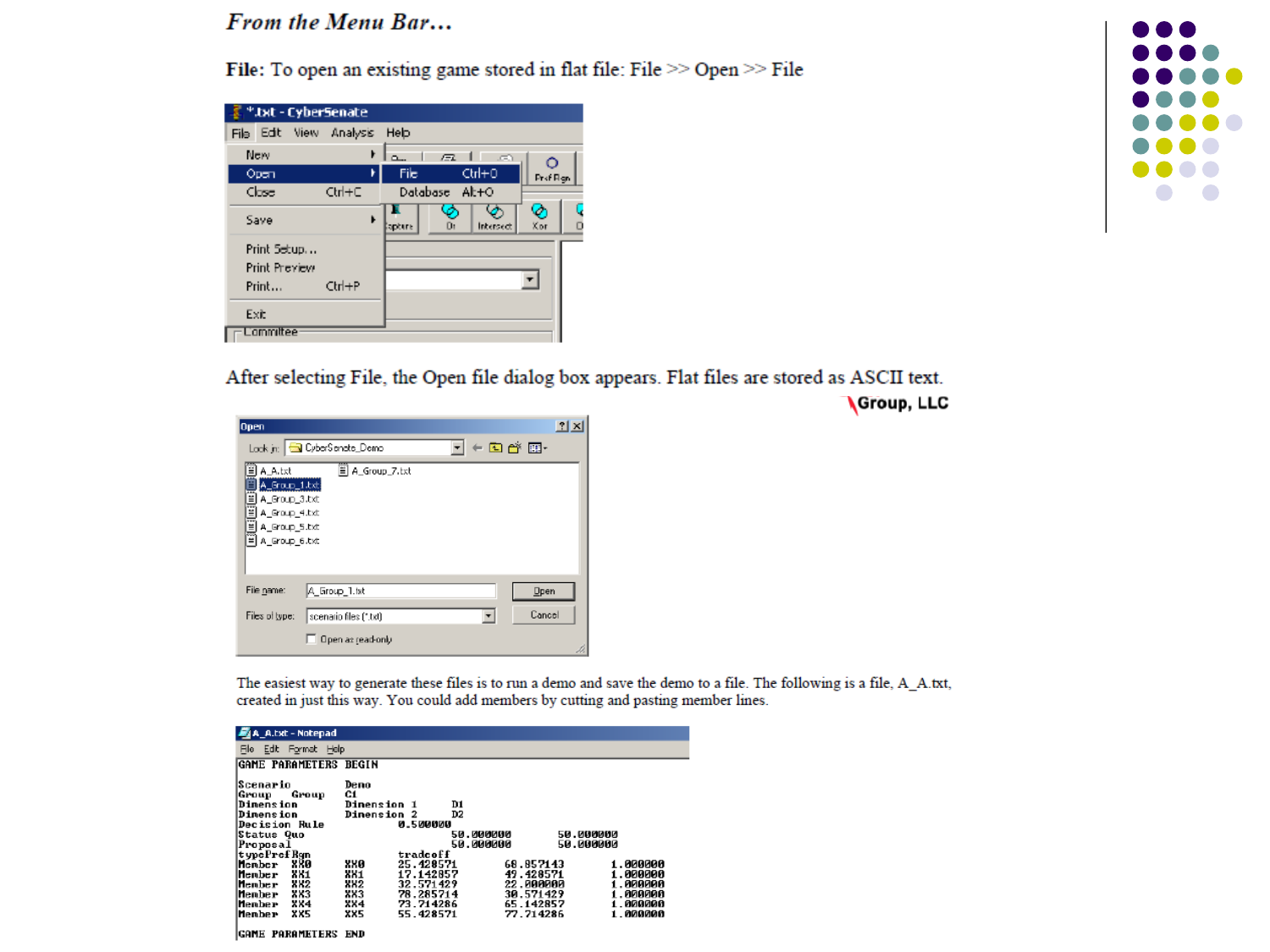*From the Menu Bar…*

**File:** To open an existing game stored in flat file: File >> Open >> File

After selecting File, the Open file dialog box appears. Flat files are stored as ASCII text.

The easiest way to generate these files is to run a demo and save the demo to a file. The following is a file, A_A.txt, created in just this way. You could add members by cutting and pasting member lines.

```
GAME PARAMETERS BEGIN

Scenario        Demo
Group   Group   C1
Dimension       Dimension 1     D1
Dimension       Dimension 2     D2
Decision Rule           0.500000
Status Quo                      50.000000       50.000000
Proposal                        50.000000       50.000000
typePrefRgn             tradeoff
Member  XX0     XX0     25.428571       68.857143       1.000000
Member  XX1     XX1     17.142857       49.428571       1.000000
Member  XX2     XX2     32.571429       22.000000       1.000000
Member  XX3     XX3     78.285714       30.571429       1.000000
Member  XX4     XX4     73.714286       65.142857       1.000000
Member  XX5     XX5     55.428571       77.714286       1.000000

GAME PARAMETERS END
```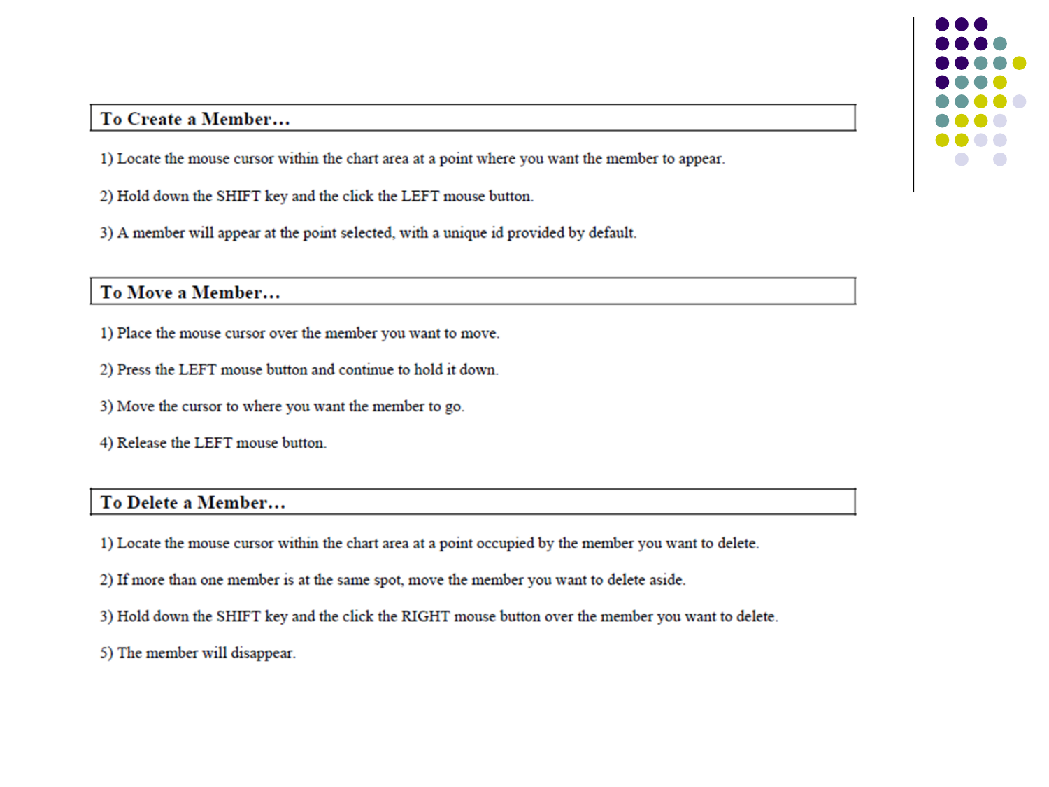## To Create a Member…

1) Locate the mouse cursor within the chart area at a point where you want the member to appear.

2) Hold down the SHIFT key and the click the LEFT mouse button.

3) A member will appear at the point selected, with a unique id provided by default.

## To Move a Member…

1) Place the mouse cursor over the member you want to move.

2) Press the LEFT mouse button and continue to hold it down.

3) Move the cursor to where you want the member to go.

4) Release the LEFT mouse button.

## To Delete a Member…

1) Locate the mouse cursor within the chart area at a point occupied by the member you want to delete.

2) If more than one member is at the same spot, move the member you want to delete aside.

3) Hold down the SHIFT key and the click the RIGHT mouse button over the member you want to delete.

5) The member will disappear.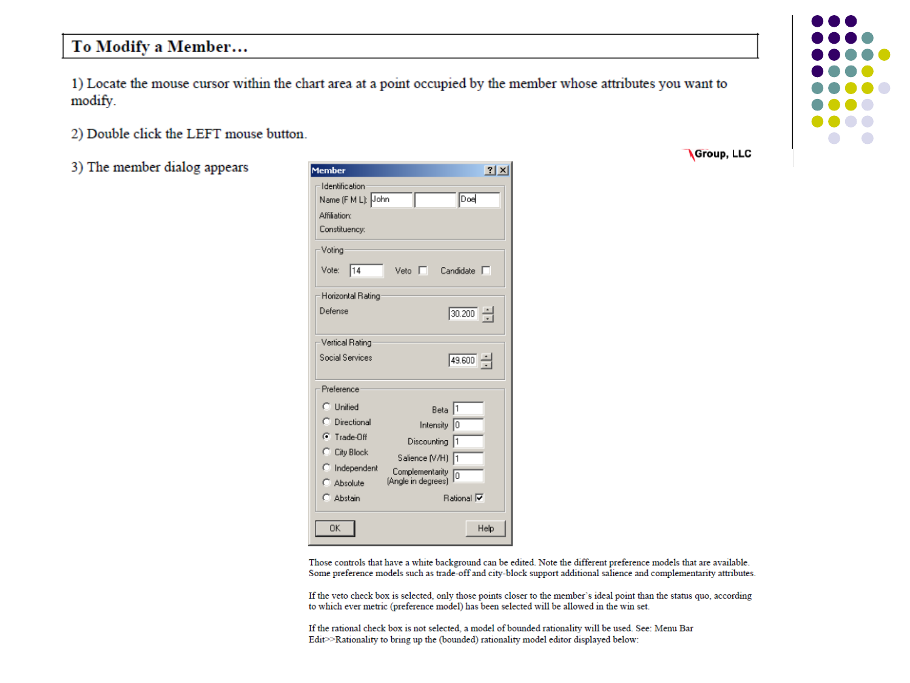## To Modify a Member…

1) Locate the mouse cursor within the chart area at a point occupied by the member whose attributes you want to modify.

2) Double click the LEFT mouse button.

3) The member dialog appears

Those controls that have a white background can be edited. Note the different preference models that are available. Some preference models such as trade-off and city-block support additional salience and complementarity attributes.

If the veto check box is selected, only those points closer to the member's ideal point than the status quo, according to which ever metric (preference model) has been selected will be allowed in the win set.

If the rational check box is not selected, a model of bounded rationality will be used. See: Menu Bar Edit>>Rationality to bring up the (bounded) rationality model editor displayed below: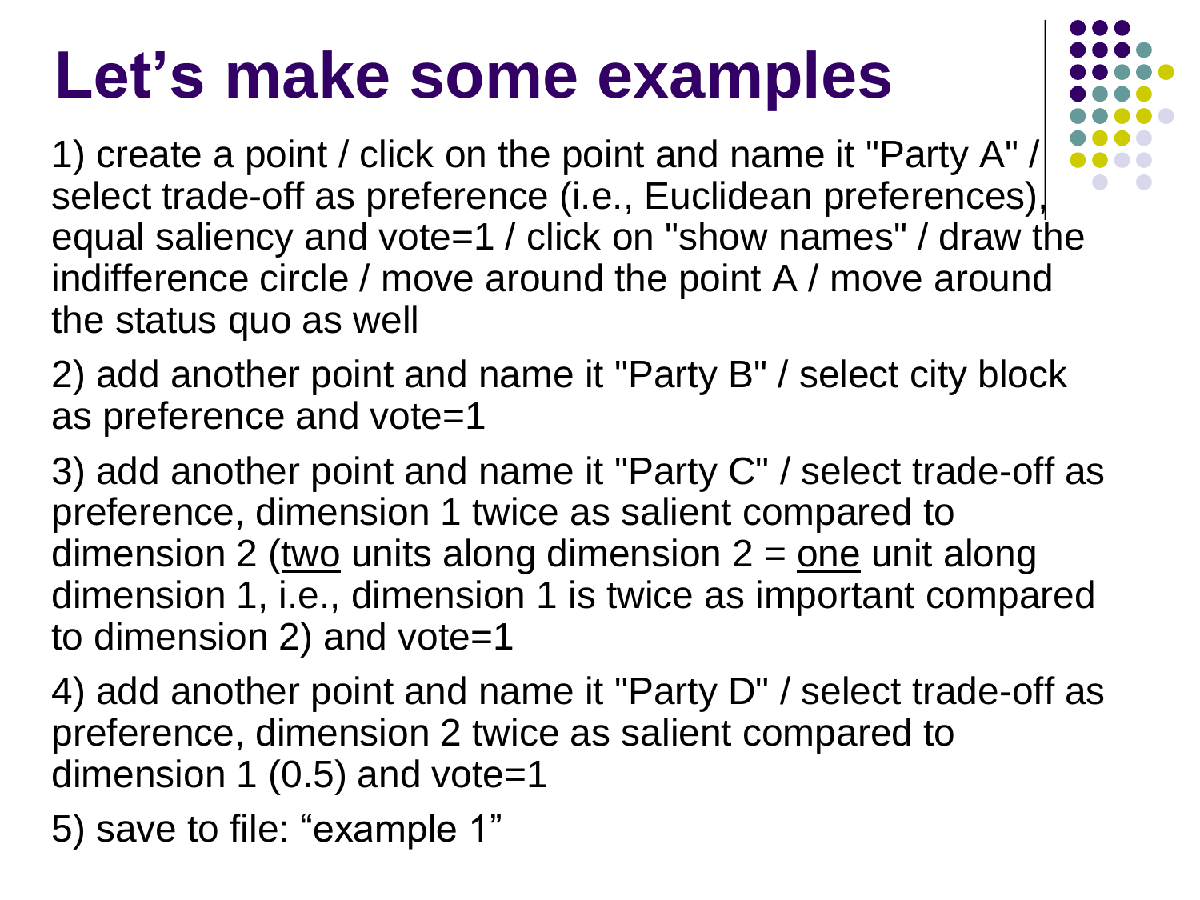# Let’s make some examples

1) create a point / click on the point and name it "Party A" / select trade-off as preference (i.e., Euclidean preferences), equal saliency and vote=1 / click on "show names" / draw the indifference circle / move around the point A / move around the status quo as well

2) add another point and name it "Party B" / select city block as preference and vote=1

3) add another point and name it "Party C" / select trade-off as preference, dimension 1 twice as salient compared to dimension 2 (<u>two</u> units along dimension 2 = <u>one</u> unit along dimension 1, i.e., dimension 1 is twice as important compared to dimension 2) and vote=1

4) add another point and name it "Party D" / select trade-off as preference, dimension 2 twice as salient compared to dimension 1 (0.5) and vote=1

5) save to file: “example 1”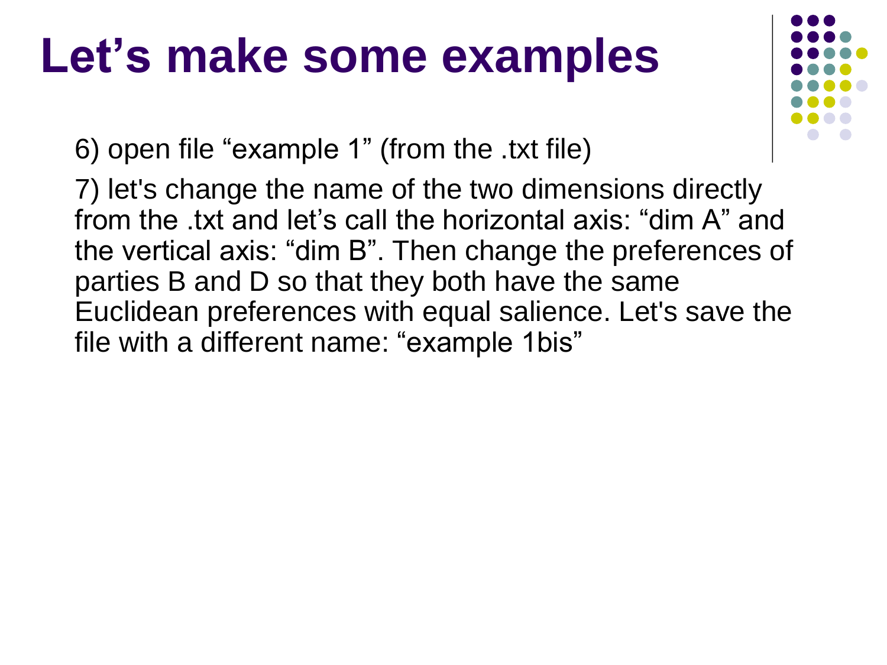# Let’s make some examples

6) open file “example 1” (from the .txt file)

7) let's change the name of the two dimensions directly from the .txt and let’s call the horizontal axis: “dim A” and the vertical axis: “dim B”. Then change the preferences of parties B and D so that they both have the same Euclidean preferences with equal salience. Let's save the file with a different name: “example 1bis”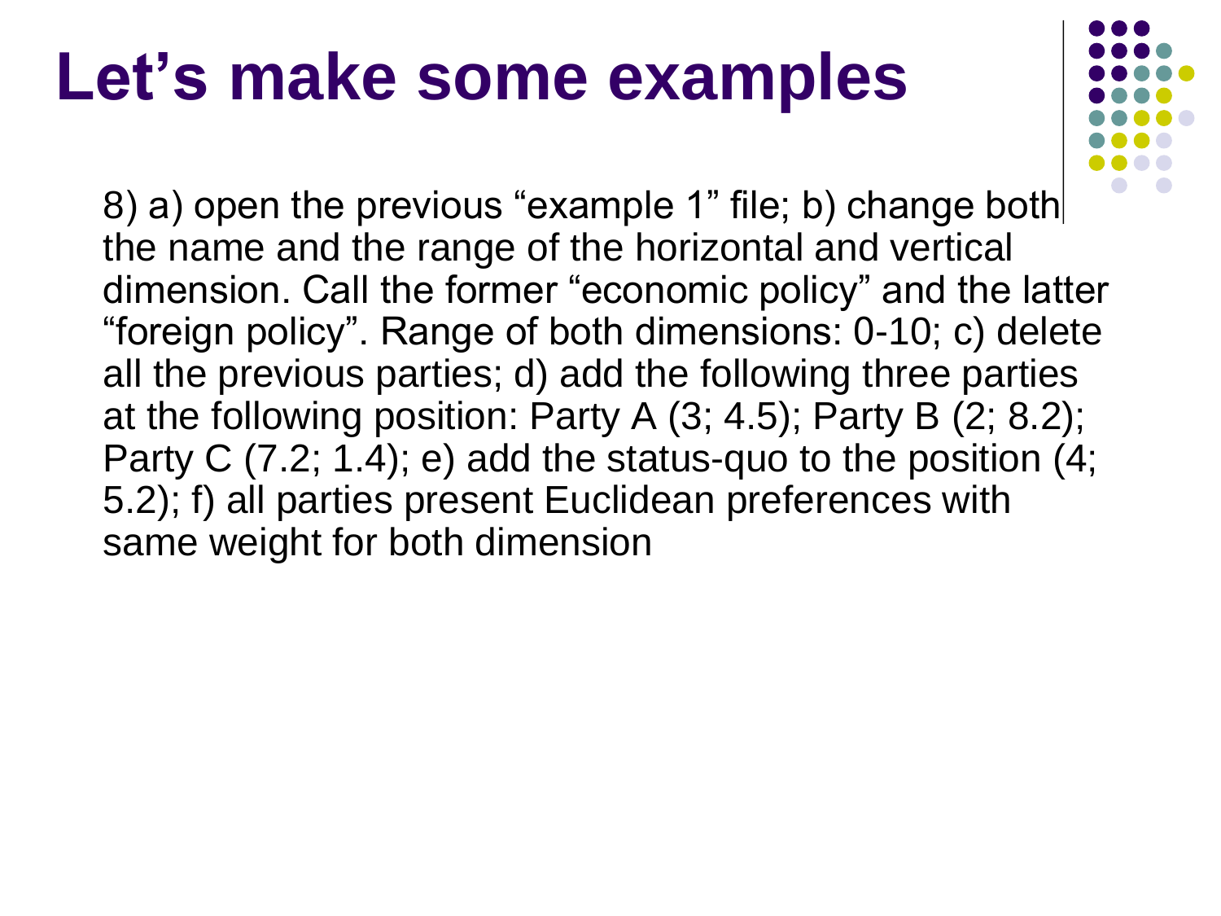# Let's make some examples

8) a) open the previous "example 1" file; b) change both the name and the range of the horizontal and vertical dimension. Call the former "economic policy" and the latter "foreign policy". Range of both dimensions: 0-10; c) delete all the previous parties; d) add the following three parties at the following position: Party A (3; 4.5); Party B (2; 8.2); Party C (7.2; 1.4); e) add the status-quo to the position (4; 5.2); f) all parties present Euclidean preferences with same weight for both dimension